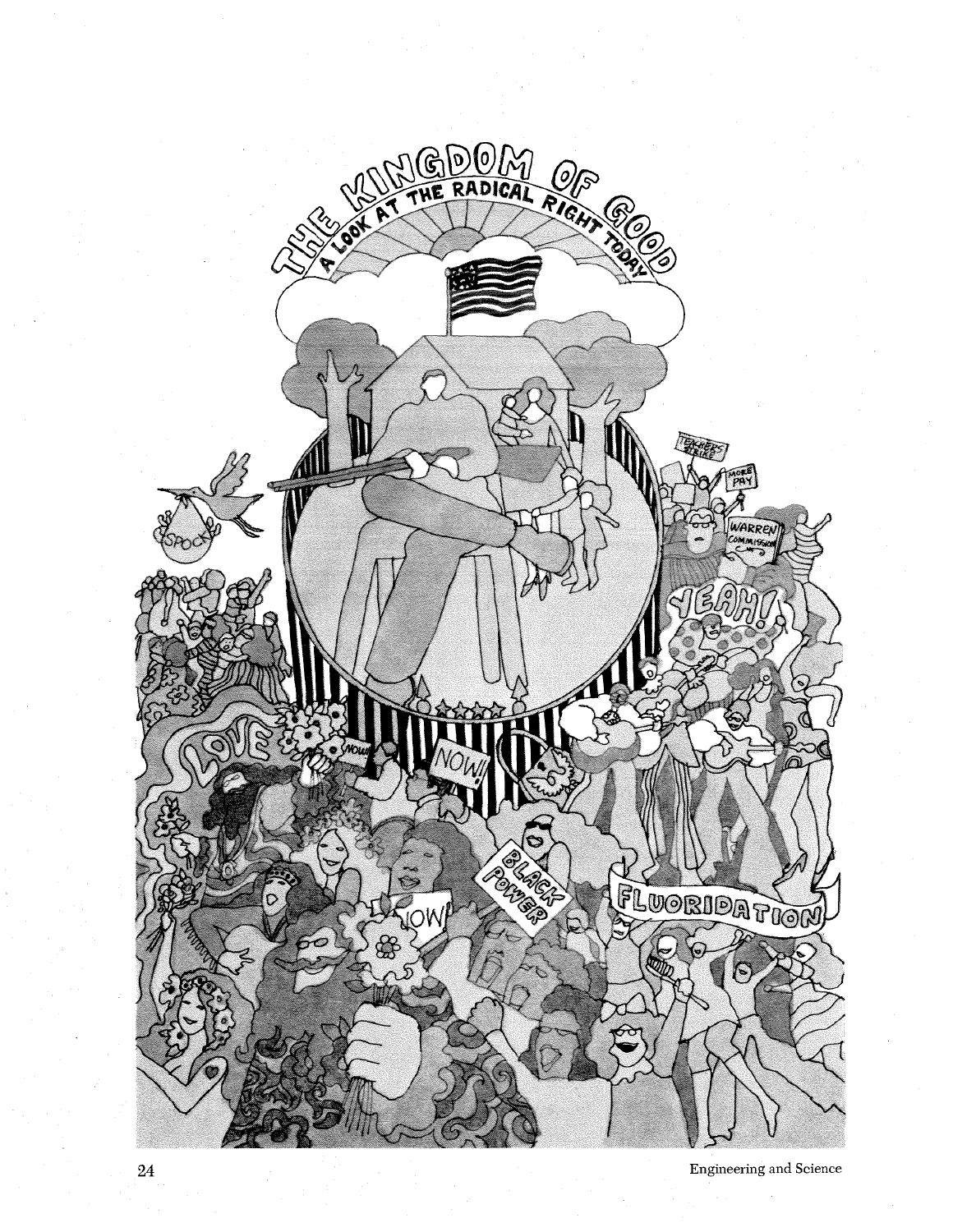# THE KINGDOM OF GOOD

## A LOOK AT THE RADICAL RIGHT TODAY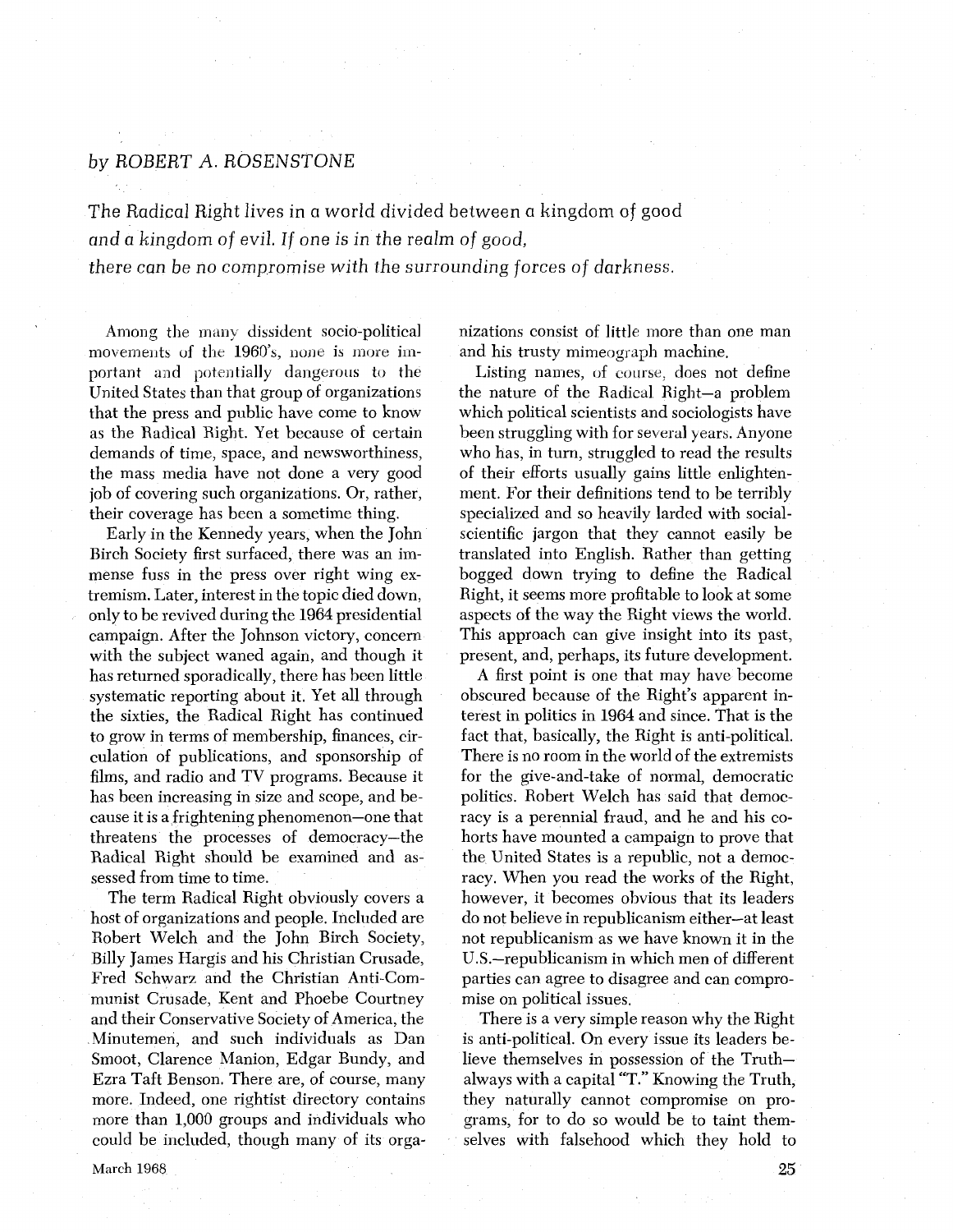*by ROBERT A. ROSENSTONE*

*The Radical Right lives in a world divided between a kingdom of good and a kingdom of evil. If one is in the realm of good, there can be no compromise with the surrounding forces of darkness.*

Among the many dissident socio-political movements of the 1960's, none is more important and potentially dangerous to the United States than that group of organizations that the press and public have come to know as the Radical Right. Yet because of certain demands of time, space, and newsworthiness, the mass media have not done a very good job of covering such organizations. Or, rather, their coverage has been a sometime thing.

Early in the Kennedy years, when the John Birch Society first surfaced, there was an immense fuss in the press over right wing extremism. Later, interest in the topic died down, only to be revived during the 1964 presidential campaign. After the Johnson victory, concern with the subject waned again, and though it has returned sporadically, there has been little systematic reporting about it. Yet all through the sixties, the Radical Right has continued to grow in terms of membership, finances, circulation of publications, and sponsorship of films, and radio and TV programs. Because it has been increasing in size and scope, and because it is a frightening phenomenon—one that threatens the processes of democracy—the Radical Right should be examined and assessed from time to time.

The term Radical Right obviously covers a host of organizations and people. Included are Robert Welch and the John Birch Society, Billy James Hargis and his Christian Crusade, Fred Schwarz and the Christian Anti-Communist Crusade, Kent and Phoebe Courtney and their Conservative Society of America, the Minutemen, and such individuals as Dan Smoot, Clarence Manion, Edgar Bundy, and Ezra Taft Benson. There are, of course, many more. Indeed, one rightist directory contains more than 1,000 groups and individuals who could be included, though many of its organizations consist of little more than one man and his trusty mimeograph machine.

Listing names, of course, does not define the nature of the Radical Right—a problem which political scientists and sociologists have been struggling with for several years. Anyone who has, in turn, struggled to read the results of their efforts usually gains little enlightenment. For their definitions tend to be terribly specialized and so heavily larded with social-scientific jargon that they cannot easily be translated into English. Rather than getting bogged down trying to define the Radical Right, it seems more profitable to look at some aspects of the way the Right views the world. This approach can give insight into its past, present, and, perhaps, its future development.

A first point is one that may have become obscured because of the Right's apparent interest in politics in 1964 and since. That is the fact that, basically, the Right is anti-political. There is no room in the world of the extremists for the give-and-take of normal, democratic politics. Robert Welch has said that democracy is a perennial fraud, and he and his cohorts have mounted a campaign to prove that the United States is a republic, not a democracy. When you read the works of the Right, however, it becomes obvious that its leaders do not believe in republicanism either—at least not republicanism as we have known it in the U.S.—republicanism in which men of different parties can agree to disagree and can compromise on political issues.

There is a very simple reason why the Right is anti-political. On every issue its leaders believe themselves in possession of the Truth—always with a capital "T." Knowing the Truth, they naturally cannot compromise on programs, for to do so would be to taint themselves with falsehood which they hold to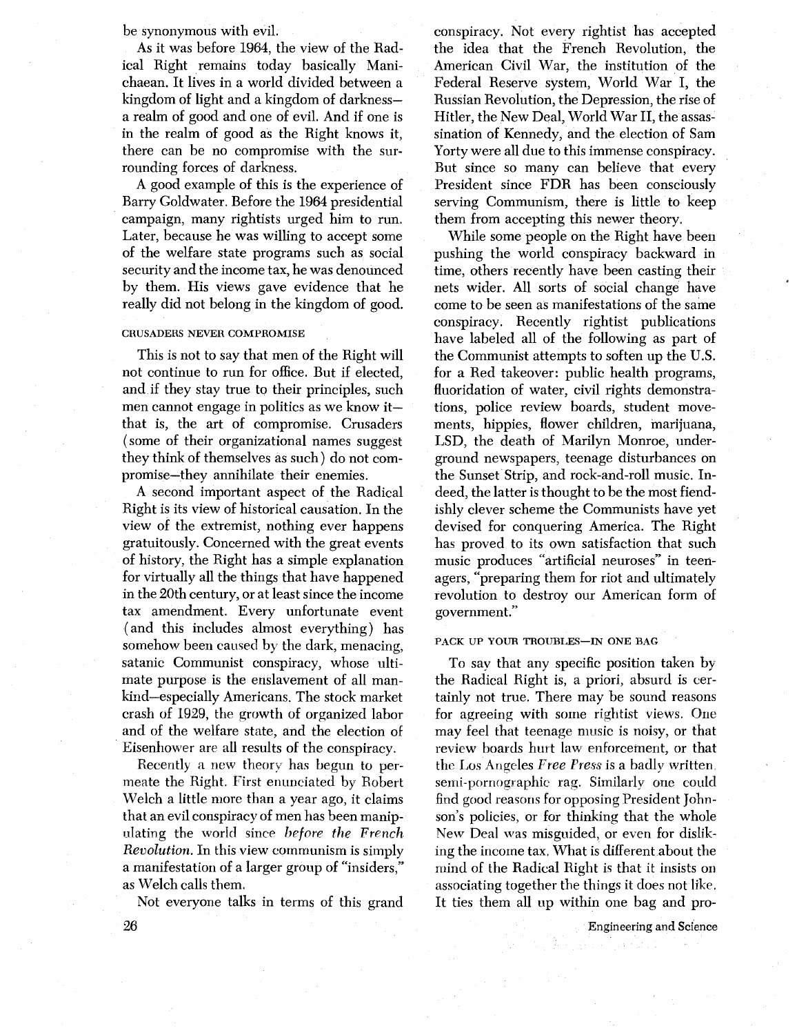be synonymous with evil.

As it was before 1964, the view of the Radical Right remains today basically Manichaean. It lives in a world divided between a kingdom of light and a kingdom of darkness—a realm of good and one of evil. And if one is in the realm of good as the Right knows it, there can be no compromise with the surrounding forces of darkness.

A good example of this is the experience of Barry Goldwater. Before the 1964 presidential campaign, many rightists urged him to run. Later, because he was willing to accept some of the welfare state programs such as social security and the income tax, he was denounced by them. His views gave evidence that he really did not belong in the kingdom of good.

### CRUSADERS NEVER COMPROMISE

This is not to say that men of the Right will not continue to run for office. But if elected, and if they stay true to their principles, such men cannot engage in politics as we know it—that is, the art of compromise. Crusaders (some of their organizational names suggest they think of themselves as such) do not compromise—they annihilate their enemies.

A second important aspect of the Radical Right is its view of historical causation. In the view of the extremist, nothing ever happens gratuitously. Concerned with the great events of history, the Right has a simple explanation for virtually all the things that have happened in the 20th century, or at least since the income tax amendment. Every unfortunate event (and this includes almost everything) has somehow been caused by the dark, menacing, satanic Communist conspiracy, whose ultimate purpose is the enslavement of all mankind—especially Americans. The stock market crash of 1929, the growth of organized labor and of the welfare state, and the election of Eisenhower are all results of the conspiracy.

Recently a new theory has begun to permeate the Right. First enunciated by Robert Welch a little more than a year ago, it claims that an evil conspiracy of men has been manipulating the world since *before the French Revolution*. In this view communism is simply a manifestation of a larger group of "insiders," as Welch calls them.

Not everyone talks in terms of this grand conspiracy. Not every rightist has accepted the idea that the French Revolution, the American Civil War, the institution of the Federal Reserve system, World War I, the Russian Revolution, the Depression, the rise of Hitler, the New Deal, World War II, the assassination of Kennedy, and the election of Sam Yorty were all due to this immense conspiracy. But since so many can believe that every President since FDR has been consciously serving Communism, there is little to keep them from accepting this newer theory.

While some people on the Right have been pushing the world conspiracy backward in time, others recently have been casting their nets wider. All sorts of social change have come to be seen as manifestations of the same conspiracy. Recently rightist publications have labeled all of the following as part of the Communist attempts to soften up the U.S. for a Red takeover: public health programs, fluoridation of water, civil rights demonstrations, police review boards, student movements, hippies, flower children, marijuana, LSD, the death of Marilyn Monroe, underground newspapers, teenage disturbances on the Sunset Strip, and rock-and-roll music. Indeed, the latter is thought to be the most fiendishly clever scheme the Communists have yet devised for conquering America. The Right has proved to its own satisfaction that such music produces "artificial neuroses" in teenagers, "preparing them for riot and ultimately revolution to destroy our American form of government."

### PACK UP YOUR TROUBLES—IN ONE BAG

To say that any specific position taken by the Radical Right is, a priori, absurd is certainly not true. There may be sound reasons for agreeing with some rightist views. One may feel that teenage music is noisy, or that review boards hurt law enforcement, or that the Los Angeles *Free Press* is a badly written, semi-pornographic rag. Similarly one could find good reasons for opposing President Johnson's policies, or for thinking that the whole New Deal was misguided, or even for disliking the income tax. What is different about the mind of the Radical Right is that it insists on associating together the things it does not like. It ties them all up within one bag and pro-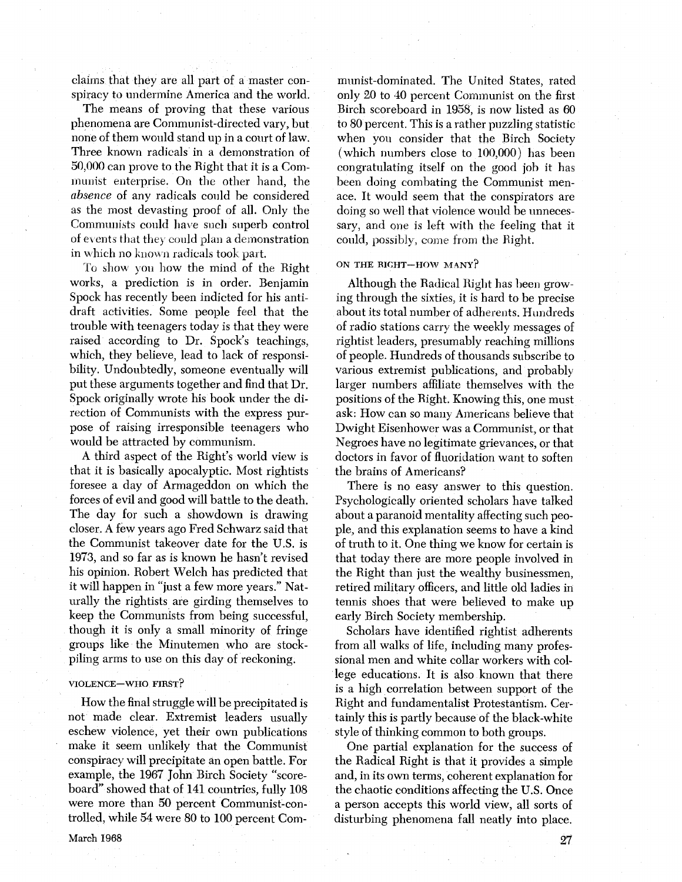claims that they are all part of a master conspiracy to undermine America and the world.

The means of proving that these various phenomena are Communist-directed vary, but none of them would stand up in a court of law. Three known radicals in a demonstration of 50,000 can prove to the Right that it is a Communist enterprise. On the other hand, the *absence* of any radicals could be considered as the most devasting proof of all. Only the Communists could have such superb control of events that they could plan a demonstration in which no known radicals took part.

To show you how the mind of the Right works, a prediction is in order. Benjamin Spock has recently been indicted for his anti-draft activities. Some people feel that the trouble with teenagers today is that they were raised according to Dr. Spock's teachings, which, they believe, lead to lack of responsibility. Undoubtedly, someone eventually will put these arguments together and find that Dr. Spock originally wrote his book under the direction of Communists with the express purpose of raising irresponsible teenagers who would be attracted by communism.

A third aspect of the Right's world view is that it is basically apocalyptic. Most rightists foresee a day of Armageddon on which the forces of evil and good will battle to the death. The day for such a showdown is drawing closer. A few years ago Fred Schwarz said that the Communist takeover date for the U.S. is 1973, and so far as is known he hasn't revised his opinion. Robert Welch has predicted that it will happen in "just a few more years." Naturally the rightists are girding themselves to keep the Communists from being successful, though it is only a small minority of fringe groups like the Minutemen who are stockpiling arms to use on this day of reckoning.

## VIOLENCE—WHO FIRST?

How the final struggle will be precipitated is not made clear. Extremist leaders usually eschew violence, yet their own publications make it seem unlikely that the Communist conspiracy will precipitate an open battle. For example, the 1967 John Birch Society "scoreboard" showed that of 141 countries, fully 108 were more than 50 percent Communist-controlled, while 54 were 80 to 100 percent Communist-dominated. The United States, rated only 20 to 40 percent Communist on the first Birch scoreboard in 1958, is now listed as 60 to 80 percent. This is a rather puzzling statistic when you consider that the Birch Society (which numbers close to 100,000) has been congratulating itself on the good job it has been doing combating the Communist menace. It would seem that the conspirators are doing so well that violence would be unnecessary, and one is left with the feeling that it could, possibly, come from the Right.

## ON THE RIGHT—HOW MANY?

Although the Radical Right has been growing through the sixties, it is hard to be precise about its total number of adherents. Hundreds of radio stations carry the weekly messages of rightist leaders, presumably reaching millions of people. Hundreds of thousands subscribe to various extremist publications, and probably larger numbers affiliate themselves with the positions of the Right. Knowing this, one must ask: How can so many Americans believe that Dwight Eisenhower was a Communist, or that Negroes have no legitimate grievances, or that doctors in favor of fluoridation want to soften the brains of Americans?

There is no easy answer to this question. Psychologically oriented scholars have talked about a paranoid mentality affecting such people, and this explanation seems to have a kind of truth to it. One thing we know for certain is that today there are more people involved in the Right than just the wealthy businessmen, retired military officers, and little old ladies in tennis shoes that were believed to make up early Birch Society membership.

Scholars have identified rightist adherents from all walks of life, including many professional men and white collar workers with college educations. It is also known that there is a high correlation between support of the Right and fundamentalist Protestantism. Certainly this is partly because of the black-white style of thinking common to both groups.

One partial explanation for the success of the Radical Right is that it provides a simple and, in its own terms, coherent explanation for the chaotic conditions affecting the U.S. Once a person accepts this world view, all sorts of disturbing phenomena fall neatly into place.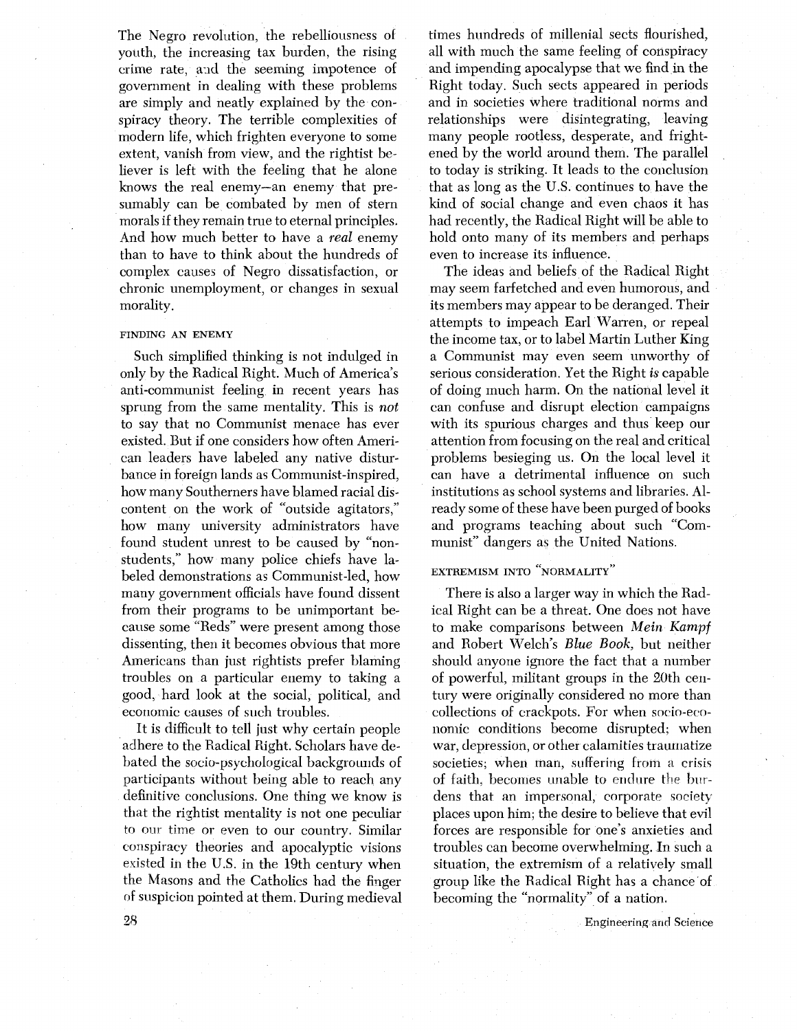The Negro revolution, the rebelliousness of youth, the increasing tax burden, the rising crime rate, and the seeming impotence of government in dealing with these problems are simply and neatly explained by the conspiracy theory. The terrible complexities of modern life, which frighten everyone to some extent, vanish from view, and the rightist believer is left with the feeling that he alone knows the real enemy—an enemy that presumably can be combated by men of stern morals if they remain true to eternal principles. And how much better to have a *real* enemy than to have to think about the hundreds of complex causes of Negro dissatisfaction, or chronic unemployment, or changes in sexual morality.

### FINDING AN ENEMY

Such simplified thinking is not indulged in only by the Radical Right. Much of America's anti-communist feeling in recent years has sprung from the same mentality. This is *not* to say that no Communist menace has ever existed. But if one considers how often American leaders have labeled any native disturbance in foreign lands as Communist-inspired, how many Southerners have blamed racial discontent on the work of "outside agitators," how many university administrators have found student unrest to be caused by "non-students," how many police chiefs have labeled demonstrations as Communist-led, how many government officials have found dissent from their programs to be unimportant because some "Reds" were present among those dissenting, then it becomes obvious that more Americans than just rightists prefer blaming troubles on a particular enemy to taking a good, hard look at the social, political, and economic causes of such troubles.

It is difficult to tell just why certain people adhere to the Radical Right. Scholars have debated the socio-psychological backgrounds of participants without being able to reach any definitive conclusions. One thing we know is that the rightist mentality is not one peculiar to our time or even to our country. Similar conspiracy theories and apocalyptic visions existed in the U.S. in the 19th century when the Masons and the Catholics had the finger of suspicion pointed at them. During medieval times hundreds of millenial sects flourished, all with much the same feeling of conspiracy and impending apocalypse that we find in the Right today. Such sects appeared in periods and in societies where traditional norms and relationships were disintegrating, leaving many people rootless, desperate, and frightened by the world around them. The parallel to today is striking. It leads to the conclusion that as long as the U.S. continues to have the kind of social change and even chaos it has had recently, the Radical Right will be able to hold onto many of its members and perhaps even to increase its influence.

The ideas and beliefs of the Radical Right may seem farfetched and even humorous, and its members may appear to be deranged. Their attempts to impeach Earl Warren, or repeal the income tax, or to label Martin Luther King a Communist may even seem unworthy of serious consideration. Yet the Right *is* capable of doing much harm. On the national level it can confuse and disrupt election campaigns with its spurious charges and thus keep our attention from focusing on the real and critical problems besieging us. On the local level it can have a detrimental influence on such institutions as school systems and libraries. Already some of these have been purged of books and programs teaching about such "Communist" dangers as the United Nations.

### EXTREMISM INTO "NORMALITY"

There is also a larger way in which the Radical Right can be a threat. One does not have to make comparisons between *Mein Kampf* and Robert Welch's *Blue Book*, but neither should anyone ignore the fact that a number of powerful, militant groups in the 20th century were originally considered no more than collections of crackpots. For when socio-economic conditions become disrupted; when war, depression, or other calamities traumatize societies; when man, suffering from a crisis of faith, becomes unable to endure the burdens that an impersonal, corporate society places upon him; the desire to believe that evil forces are responsible for one's anxieties and troubles can become overwhelming. In such a situation, the extremism of a relatively small group like the Radical Right has a chance of becoming the "normality" of a nation.